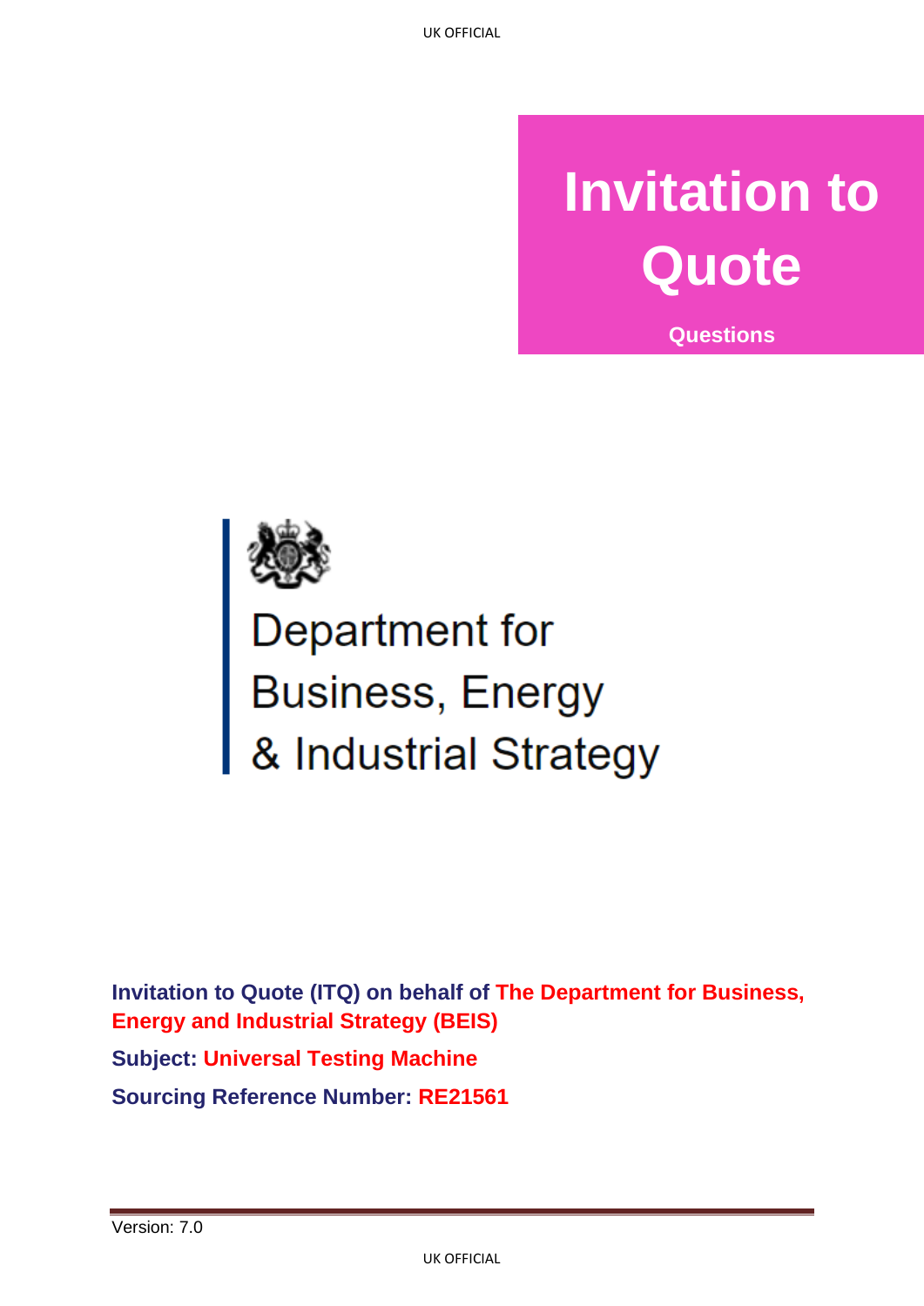# Invitation to Quote

**Questions**

Department for Business, Energy & Industrial Strategy

**Invitation to Quote (ITQ) on behalf of The Department for Business, Energy and Industrial Strategy (BEIS)**

**Subject: Universal Testing Machine**

**Sourcing Reference Number: RE21561**

Version: 7.0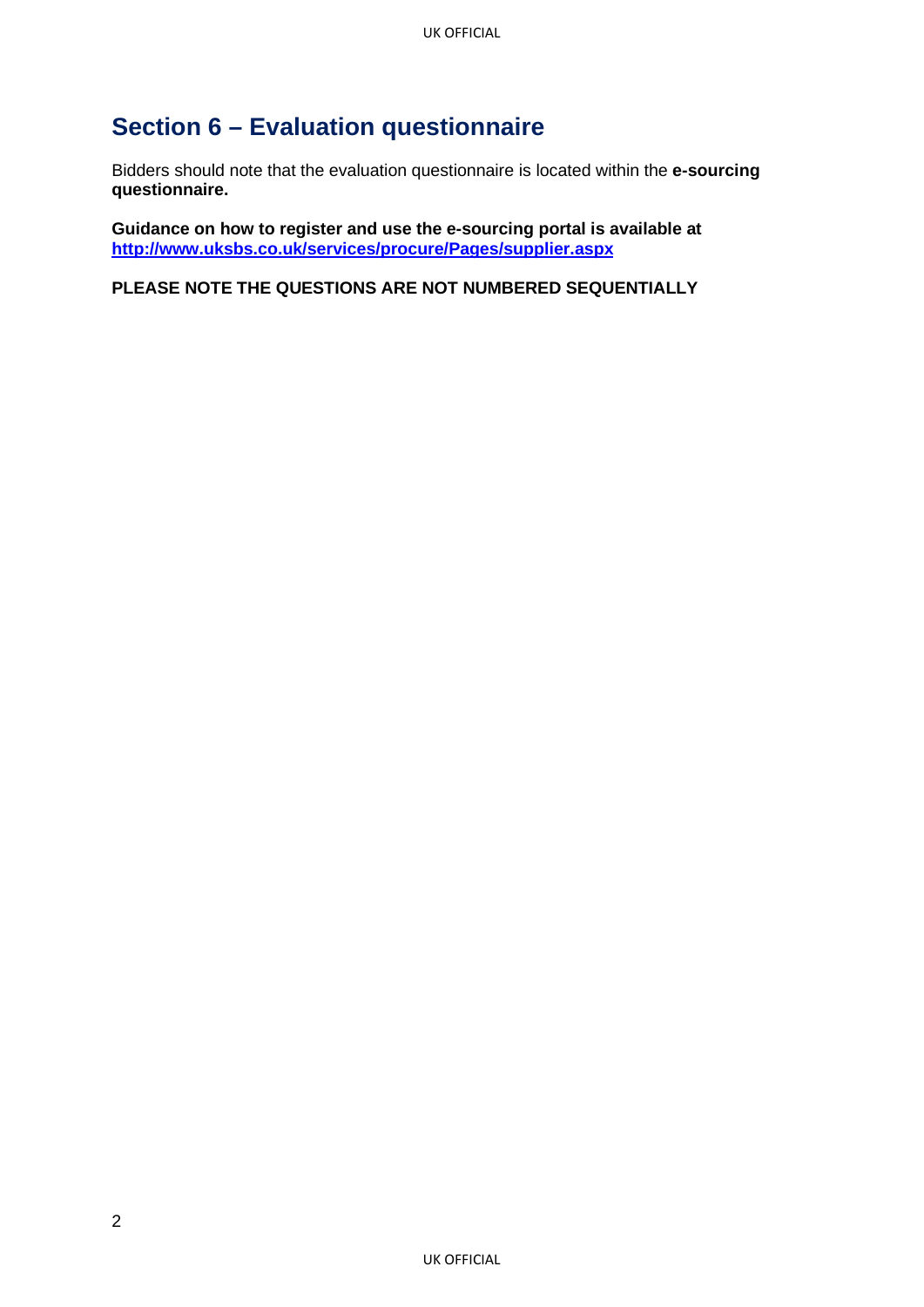## Section 6 – Evaluation questionnaire

Bidders should note that the evaluation questionnaire is located within the **e-sourcing questionnaire.**

**Guidance on how to register and use the e-sourcing portal is available at [http://www.uksbs.co.uk/services/procure/Pages/supplier.aspx](http://www.uksbs.co.uk/services/procure/Pages/supplier.aspx)**

**PLEASE NOTE THE QUESTIONS ARE NOT NUMBERED SEQUENTIALLY**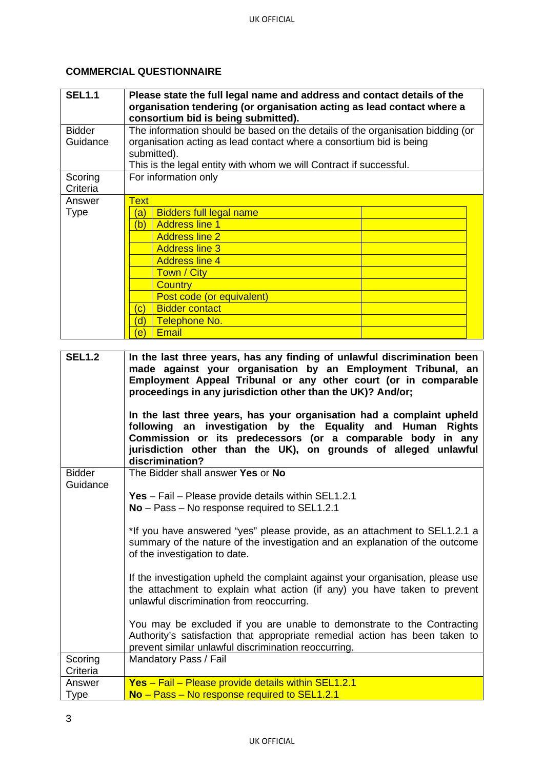## COMMERCIAL QUESTIONNAIRE

| | |
|---|---|
| **SEL1.1** | **Please state the full legal name and address and contact details of the organisation tendering (or organisation acting as lead contact where a consortium bid is being submitted).** |
| Bidder Guidance | The information should be based on the details of the organisation bidding (or organisation acting as lead contact where a consortium bid is being submitted).<br>This is the legal entity with whom we will Contract if successful. |
| Scoring Criteria | For information only |
| Answer Type | Text |

| | | |
|---|---|---|
| (a) | Bidders full legal name | |
| (b) | Address line 1 | |
| | Address line 2 | |
| | Address line 3 | |
| | Address line 4 | |
| | Town / City | |
| | Country | |
| | Post code (or equivalent) | |
| (c) | Bidder contact | |
| (d) | Telephone No. | |
| (e) | Email | |

| | |
|---|---|
| **SEL1.2** | **In the last three years, has any finding of unlawful discrimination been made against your organisation by an Employment Tribunal, an Employment Appeal Tribunal or any other court (or in comparable proceedings in any jurisdiction other than the UK)? And/or;**<br><br>**In the last three years, has your organisation had a complaint upheld following an investigation by the Equality and Human Rights Commission or its predecessors (or a comparable body in any jurisdiction other than the UK), on grounds of alleged unlawful discrimination?** |
| Bidder Guidance | The Bidder shall answer **Yes** or **No**<br><br>**Yes** – Fail – Please provide details within SEL1.2.1<br>**No** – Pass – No response required to SEL1.2.1<br><br>*If you have answered "yes" please provide, as an attachment to SEL1.2.1 a summary of the nature of the investigation and an explanation of the outcome of the investigation to date.<br><br>If the investigation upheld the complaint against your organisation, please use the attachment to explain what action (if any) you have taken to prevent unlawful discrimination from reoccurring.<br><br>You may be excluded if you are unable to demonstrate to the Contracting Authority's satisfaction that appropriate remedial action has been taken to prevent similar unlawful discrimination reoccurring. |
| Scoring Criteria | Mandatory Pass / Fail |
| Answer Type | **Yes** – Fail – Please provide details within SEL1.2.1<br>**No** – Pass – No response required to SEL1.2.1 |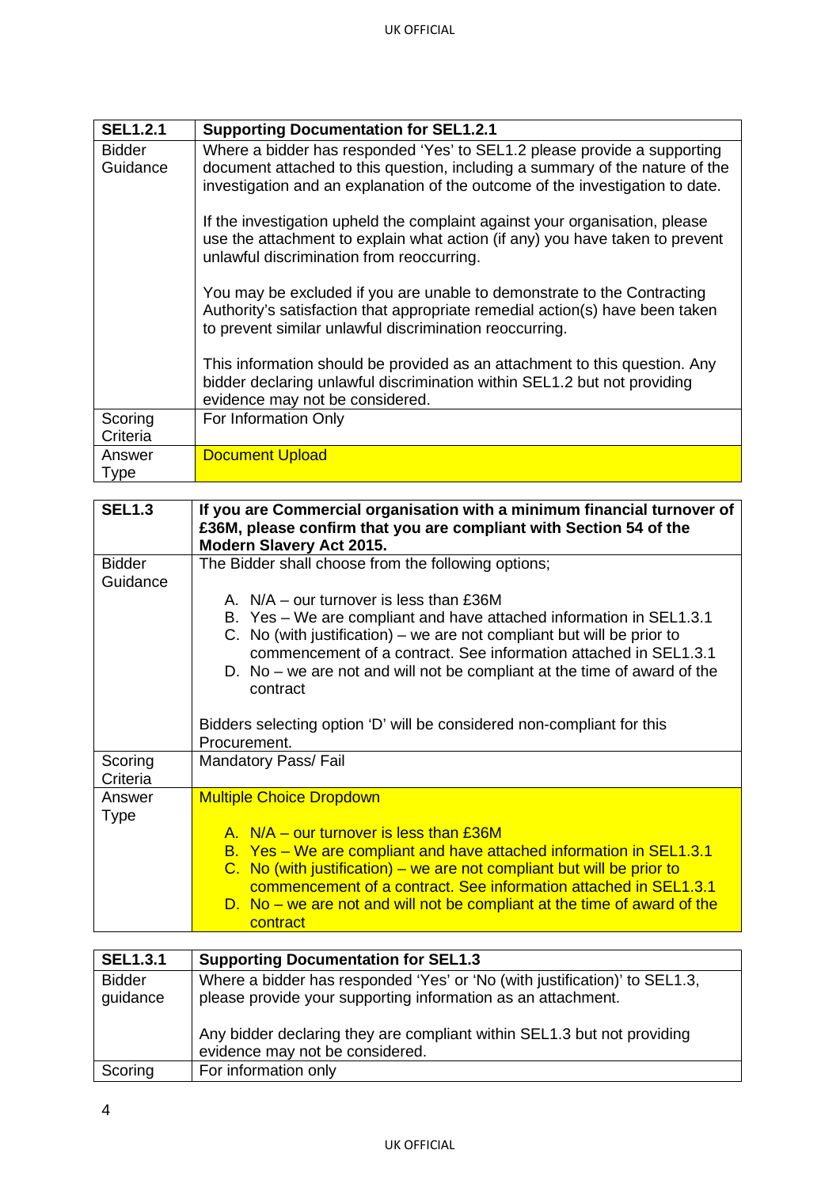| SEL1.2.1 | Supporting Documentation for SEL1.2.1 |
| --- | --- |
| Bidder Guidance | Where a bidder has responded 'Yes' to SEL1.2 please provide a supporting document attached to this question, including a summary of the nature of the investigation and an explanation of the outcome of the investigation to date.<br><br>If the investigation upheld the complaint against your organisation, please use the attachment to explain what action (if any) you have taken to prevent unlawful discrimination from reoccurring.<br><br>You may be excluded if you are unable to demonstrate to the Contracting Authority's satisfaction that appropriate remedial action(s) have been taken to prevent similar unlawful discrimination reoccurring.<br><br>This information should be provided as an attachment to this question. Any bidder declaring unlawful discrimination within SEL1.2 but not providing evidence may not be considered. |
| Scoring Criteria | For Information Only |
| Answer Type | Document Upload |

| SEL1.3 | If you are Commercial organisation with a minimum financial turnover of £36M, please confirm that you are compliant with Section 54 of the Modern Slavery Act 2015. |
| --- | --- |
| Bidder Guidance | The Bidder shall choose from the following options;<br><br>A. N/A – our turnover is less than £36M<br>B. Yes – We are compliant and have attached information in SEL1.3.1<br>C. No (with justification) – we are not compliant but will be prior to commencement of a contract. See information attached in SEL1.3.1<br>D. No – we are not and will not be compliant at the time of award of the contract<br><br>Bidders selecting option 'D' will be considered non-compliant for this Procurement. |
| Scoring Criteria | Mandatory Pass/ Fail |
| Answer Type | Multiple Choice Dropdown<br><br>A. N/A – our turnover is less than £36M<br>B. Yes – We are compliant and have attached information in SEL1.3.1<br>C. No (with justification) – we are not compliant but will be prior to commencement of a contract. See information attached in SEL1.3.1<br>D. No – we are not and will not be compliant at the time of award of the contract |

| SEL1.3.1 | Supporting Documentation for SEL1.3 |
| --- | --- |
| Bidder guidance | Where a bidder has responded 'Yes' or 'No (with justification)' to SEL1.3, please provide your supporting information as an attachment.<br><br>Any bidder declaring they are compliant within SEL1.3 but not providing evidence may not be considered. |
| Scoring | For information only |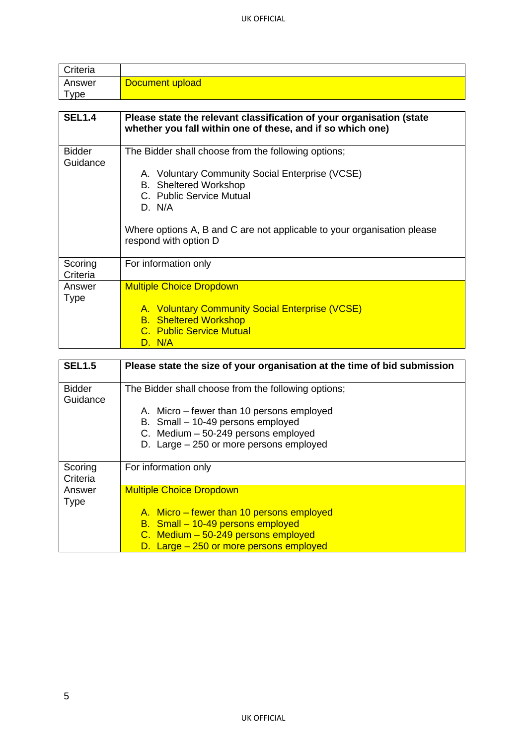| | |
|---|---|
| Criteria | |
| Answer Type | Document upload |

| | |
|---|---|
| **SEL1.4** | **Please state the relevant classification of your organisation (state whether you fall within one of these, and if so which one)** |
| Bidder Guidance | The Bidder shall choose from the following options;<br><br>A. Voluntary Community Social Enterprise (VCSE)<br>B. Sheltered Workshop<br>C. Public Service Mutual<br>D. N/A<br><br>Where options A, B and C are not applicable to your organisation please respond with option D |
| Scoring Criteria | For information only |
| Answer Type | Multiple Choice Dropdown<br><br>A. Voluntary Community Social Enterprise (VCSE)<br>B. Sheltered Workshop<br>C. Public Service Mutual<br>D. N/A |

| | |
|---|---|
| **SEL1.5** | **Please state the size of your organisation at the time of bid submission** |
| Bidder Guidance | The Bidder shall choose from the following options;<br><br>A. Micro – fewer than 10 persons employed<br>B. Small – 10-49 persons employed<br>C. Medium – 50-249 persons employed<br>D. Large – 250 or more persons employed |
| Scoring Criteria | For information only |
| Answer Type | Multiple Choice Dropdown<br><br>A. Micro – fewer than 10 persons employed<br>B. Small – 10-49 persons employed<br>C. Medium – 50-249 persons employed<br>D. Large – 250 or more persons employed |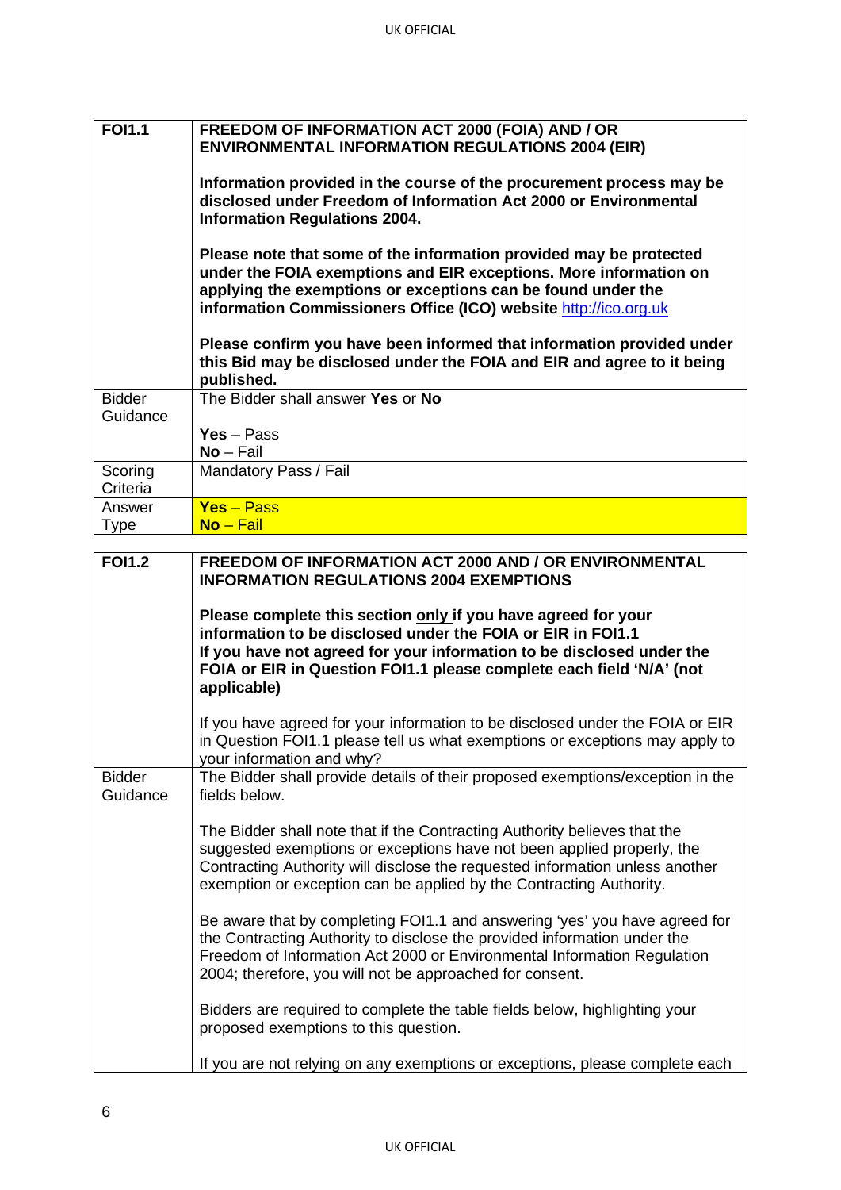| | |
|---|---|
| **FOI1.1** | **FREEDOM OF INFORMATION ACT 2000 (FOIA) AND / OR ENVIRONMENTAL INFORMATION REGULATIONS 2004 (EIR)**<br><br>**Information provided in the course of the procurement process may be disclosed under Freedom of Information Act 2000 or Environmental Information Regulations 2004.**<br><br>**Please note that some of the information provided may be protected under the FOIA exemptions and EIR exceptions. More information on applying the exemptions or exceptions can be found under the information Commissioners Office (ICO) website [http://ico.org.uk](http://ico.org.uk)**<br><br>**Please confirm you have been informed that information provided under this Bid may be disclosed under the FOIA and EIR and agree to it being published.** |
| Bidder Guidance | The Bidder shall answer **Yes** or **No**<br><br>**Yes** – Pass<br>**No** – Fail |
| Scoring Criteria | Mandatory Pass / Fail |
| Answer Type | **Yes** – Pass<br>**No** – Fail |

| | |
|---|---|
| **FOI1.2** | **FREEDOM OF INFORMATION ACT 2000 AND / OR ENVIRONMENTAL INFORMATION REGULATIONS 2004 EXEMPTIONS**<br><br>**Please complete this section only if you have agreed for your information to be disclosed under the FOIA or EIR in FOI1.1**<br>**If you have not agreed for your information to be disclosed under the FOIA or EIR in Question FOI1.1 please complete each field 'N/A' (not applicable)**<br><br>If you have agreed for your information to be disclosed under the FOIA or EIR in Question FOI1.1 please tell us what exemptions or exceptions may apply to your information and why? |
| Bidder Guidance | The Bidder shall provide details of their proposed exemptions/exception in the fields below.<br><br>The Bidder shall note that if the Contracting Authority believes that the suggested exemptions or exceptions have not been applied properly, the Contracting Authority will disclose the requested information unless another exemption or exception can be applied by the Contracting Authority.<br><br>Be aware that by completing FOI1.1 and answering 'yes' you have agreed for the Contracting Authority to disclose the provided information under the Freedom of Information Act 2000 or Environmental Information Regulation 2004; therefore, you will not be approached for consent.<br><br>Bidders are required to complete the table fields below, highlighting your proposed exemptions to this question.<br><br>If you are not relying on any exemptions or exceptions, please complete each |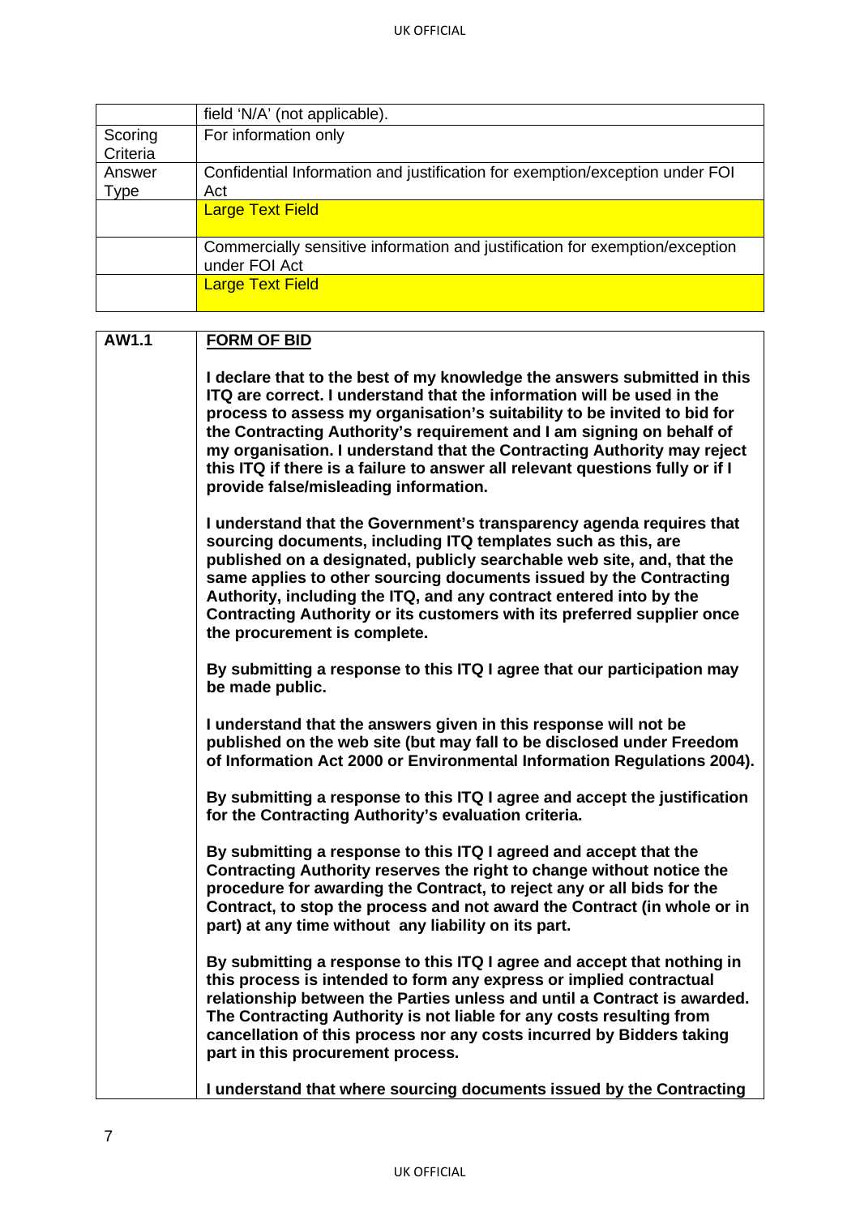| | |
|---|---|
| | field 'N/A' (not applicable). |
| Scoring Criteria | For information only |
| Answer Type | Confidential Information and justification for exemption/exception under FOI Act |
| | Large Text Field |
| | Commercially sensitive information and justification for exemption/exception under FOI Act |
| | Large Text Field |

| | |
|---|---|
| **AW1.1** | **FORM OF BID**<br><br>**I declare that to the best of my knowledge the answers submitted in this ITQ are correct. I understand that the information will be used in the process to assess my organisation's suitability to be invited to bid for the Contracting Authority's requirement and I am signing on behalf of my organisation. I understand that the Contracting Authority may reject this ITQ if there is a failure to answer all relevant questions fully or if I provide false/misleading information.**<br><br>**I understand that the Government's transparency agenda requires that sourcing documents, including ITQ templates such as this, are published on a designated, publicly searchable web site, and, that the same applies to other sourcing documents issued by the Contracting Authority, including the ITQ, and any contract entered into by the Contracting Authority or its customers with its preferred supplier once the procurement is complete.**<br><br>**By submitting a response to this ITQ I agree that our participation may be made public.**<br><br>**I understand that the answers given in this response will not be published on the web site (but may fall to be disclosed under Freedom of Information Act 2000 or Environmental Information Regulations 2004).**<br><br>**By submitting a response to this ITQ I agree and accept the justification for the Contracting Authority's evaluation criteria.**<br><br>**By submitting a response to this ITQ I agreed and accept that the Contracting Authority reserves the right to change without notice the procedure for awarding the Contract, to reject any or all bids for the Contract, to stop the process and not award the Contract (in whole or in part) at any time without any liability on its part.**<br><br>**By submitting a response to this ITQ I agree and accept that nothing in this process is intended to form any express or implied contractual relationship between the Parties unless and until a Contract is awarded. The Contracting Authority is not liable for any costs resulting from cancellation of this process nor any costs incurred by Bidders taking part in this procurement process.**<br><br>**I understand that where sourcing documents issued by the Contracting** |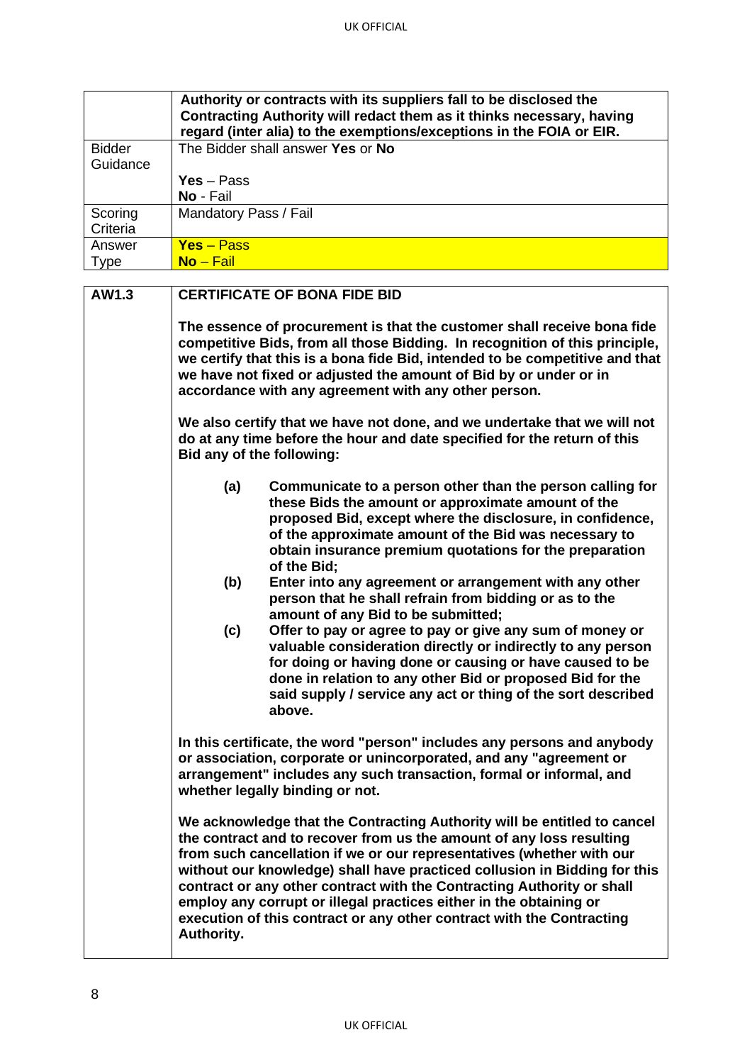| | |
|---|---|
| | **Authority or contracts with its suppliers fall to be disclosed the Contracting Authority will redact them as it thinks necessary, having regard (inter alia) to the exemptions/exceptions in the FOIA or EIR.** |
| Bidder Guidance | The Bidder shall answer **Yes** or **No**<br><br>**Yes** – Pass<br>**No** - Fail |
| Scoring Criteria | Mandatory Pass / Fail |
| Answer Type | **Yes** – Pass<br>**No** – Fail |

| | |
|---|---|
| **AW1.3** | **CERTIFICATE OF BONA FIDE BID**<br><br>**The essence of procurement is that the customer shall receive bona fide competitive Bids, from all those Bidding. In recognition of this principle, we certify that this is a bona fide Bid, intended to be competitive and that we have not fixed or adjusted the amount of Bid by or under or in accordance with any agreement with any other person.**<br><br>**We also certify that we have not done, and we undertake that we will not do at any time before the hour and date specified for the return of this Bid any of the following:**<br><br>**(a) Communicate to a person other than the person calling for these Bids the amount or approximate amount of the proposed Bid, except where the disclosure, in confidence, of the approximate amount of the Bid was necessary to obtain insurance premium quotations for the preparation of the Bid;**<br>**(b) Enter into any agreement or arrangement with any other person that he shall refrain from bidding or as to the amount of any Bid to be submitted;**<br>**(c) Offer to pay or agree to pay or give any sum of money or valuable consideration directly or indirectly to any person for doing or having done or causing or have caused to be done in relation to any other Bid or proposed Bid for the said supply / service any act or thing of the sort described above.**<br><br>**In this certificate, the word "person" includes any persons and anybody or association, corporate or unincorporated, and any "agreement or arrangement" includes any such transaction, formal or informal, and whether legally binding or not.**<br><br>**We acknowledge that the Contracting Authority will be entitled to cancel the contract and to recover from us the amount of any loss resulting from such cancellation if we or our representatives (whether with our without our knowledge) shall have practiced collusion in Bidding for this contract or any other contract with the Contracting Authority or shall employ any corrupt or illegal practices either in the obtaining or execution of this contract or any other contract with the Contracting Authority.** |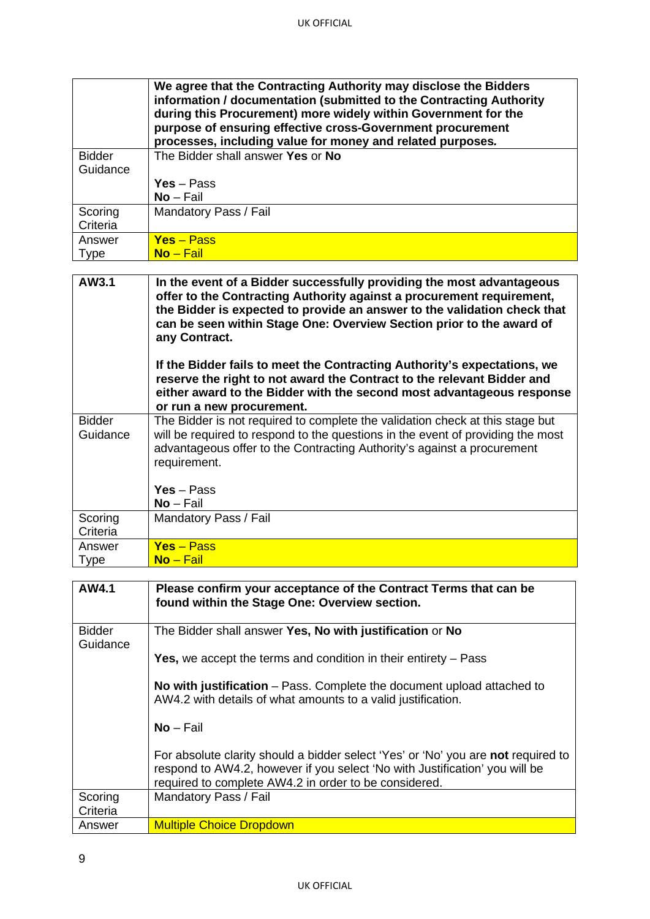| | **We agree that the Contracting Authority may disclose the Bidders information / documentation (submitted to the Contracting Authority during this Procurement) more widely within Government for the purpose of ensuring effective cross-Government procurement processes, including value for money and related purposes.** |
|---|---|
| Bidder Guidance | The Bidder shall answer **Yes** or **No**<br><br>**Yes** – Pass<br>**No** – Fail |
| Scoring Criteria | Mandatory Pass / Fail |
| Answer Type | **Yes** – Pass<br>**No** – Fail |

| **AW3.1** | **In the event of a Bidder successfully providing the most advantageous offer to the Contracting Authority against a procurement requirement, the Bidder is expected to provide an answer to the validation check that can be seen within Stage One: Overview Section prior to the award of any Contract.**<br><br>**If the Bidder fails to meet the Contracting Authority's expectations, we reserve the right to not award the Contract to the relevant Bidder and either award to the Bidder with the second most advantageous response or run a new procurement.** |
|---|---|
| Bidder Guidance | The Bidder is not required to complete the validation check at this stage but will be required to respond to the questions in the event of providing the most advantageous offer to the Contracting Authority's against a procurement requirement.<br><br>**Yes** – Pass<br>**No** – Fail |
| Scoring Criteria | Mandatory Pass / Fail |
| Answer Type | **Yes** – Pass<br>**No** – Fail |

| **AW4.1** | **Please confirm your acceptance of the Contract Terms that can be found within the Stage One: Overview section.** |
|---|---|
| Bidder Guidance | The Bidder shall answer **Yes, No with justification** or **No**<br><br>**Yes,** we accept the terms and condition in their entirety – Pass<br><br>**No with justification** – Pass. Complete the document upload attached to AW4.2 with details of what amounts to a valid justification.<br><br>**No** – Fail<br><br>For absolute clarity should a bidder select 'Yes' or 'No' you are **not** required to respond to AW4.2, however if you select 'No with Justification' you will be required to complete AW4.2 in order to be considered. |
| Scoring Criteria | Mandatory Pass / Fail |
| Answer | Multiple Choice Dropdown |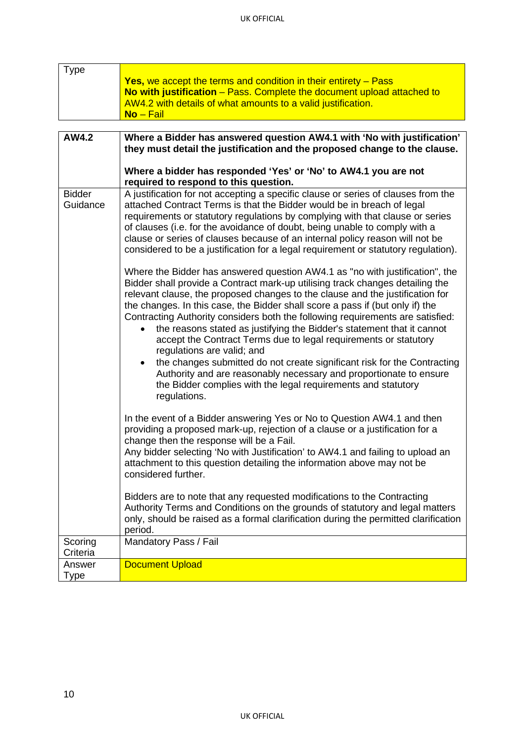| | |
|---|---|
| Type | **Yes,** we accept the terms and condition in their entirety – Pass<br>**No with justification** – Pass. Complete the document upload attached to AW4.2 with details of what amounts to a valid justification.<br>**No** – Fail |

| **AW4.2** | **Where a Bidder has answered question AW4.1 with 'No with justification' they must detail the justification and the proposed change to the clause.**<br><br>**Where a bidder has responded 'Yes' or 'No' to AW4.1 you are not required to respond to this question.** |
|---|---|
| Bidder Guidance | A justification for not accepting a specific clause or series of clauses from the attached Contract Terms is that the Bidder would be in breach of legal requirements or statutory regulations by complying with that clause or series of clauses (i.e. for the avoidance of doubt, being unable to comply with a clause or series of clauses because of an internal policy reason will not be considered to be a justification for a legal requirement or statutory regulation).<br><br>Where the Bidder has answered question AW4.1 as "no with justification", the Bidder shall provide a Contract mark-up utilising track changes detailing the relevant clause, the proposed changes to the clause and the justification for the changes. In this case, the Bidder shall score a pass if (but only if) the Contracting Authority considers both the following requirements are satisfied:<br>• the reasons stated as justifying the Bidder's statement that it cannot accept the Contract Terms due to legal requirements or statutory regulations are valid; and<br>• the changes submitted do not create significant risk for the Contracting Authority and are reasonably necessary and proportionate to ensure the Bidder complies with the legal requirements and statutory regulations.<br><br>In the event of a Bidder answering Yes or No to Question AW4.1 and then providing a proposed mark-up, rejection of a clause or a justification for a change then the response will be a Fail.<br>Any bidder selecting 'No with Justification' to AW4.1 and failing to upload an attachment to this question detailing the information above may not be considered further.<br><br>Bidders are to note that any requested modifications to the Contracting Authority Terms and Conditions on the grounds of statutory and legal matters only, should be raised as a formal clarification during the permitted clarification period. |
| Scoring Criteria | Mandatory Pass / Fail |
| Answer Type | Document Upload |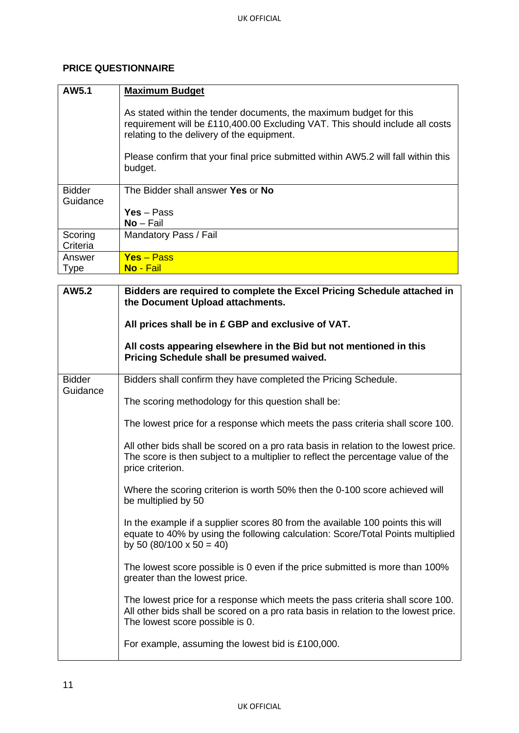**PRICE QUESTIONNAIRE**

| | |
|---|---|
| **AW5.1** | **Maximum Budget**<br><br>As stated within the tender documents, the maximum budget for this requirement will be £110,400.00 Excluding VAT. This should include all costs relating to the delivery of the equipment.<br><br>Please confirm that your final price submitted within AW5.2 will fall within this budget. |
| Bidder Guidance | The Bidder shall answer **Yes** or **No**<br><br>**Yes** – Pass<br>**No** – Fail |
| Scoring Criteria | Mandatory Pass / Fail |
| Answer Type | **Yes** – Pass<br>**No** - Fail |

| | |
|---|---|
| **AW5.2** | **Bidders are required to complete the Excel Pricing Schedule attached in the Document Upload attachments.**<br><br>**All prices shall be in £ GBP and exclusive of VAT.**<br><br>**All costs appearing elsewhere in the Bid but not mentioned in this Pricing Schedule shall be presumed waived.** |
| Bidder Guidance | Bidders shall confirm they have completed the Pricing Schedule.<br><br>The scoring methodology for this question shall be:<br><br>The lowest price for a response which meets the pass criteria shall score 100.<br><br>All other bids shall be scored on a pro rata basis in relation to the lowest price. The score is then subject to a multiplier to reflect the percentage value of the price criterion.<br><br>Where the scoring criterion is worth 50% then the 0-100 score achieved will be multiplied by 50<br><br>In the example if a supplier scores 80 from the available 100 points this will equate to 40% by using the following calculation: Score/Total Points multiplied by 50 (80/100 x 50 = 40)<br><br>The lowest score possible is 0 even if the price submitted is more than 100% greater than the lowest price.<br><br>The lowest price for a response which meets the pass criteria shall score 100. All other bids shall be scored on a pro rata basis in relation to the lowest price. The lowest score possible is 0.<br><br>For example, assuming the lowest bid is £100,000. |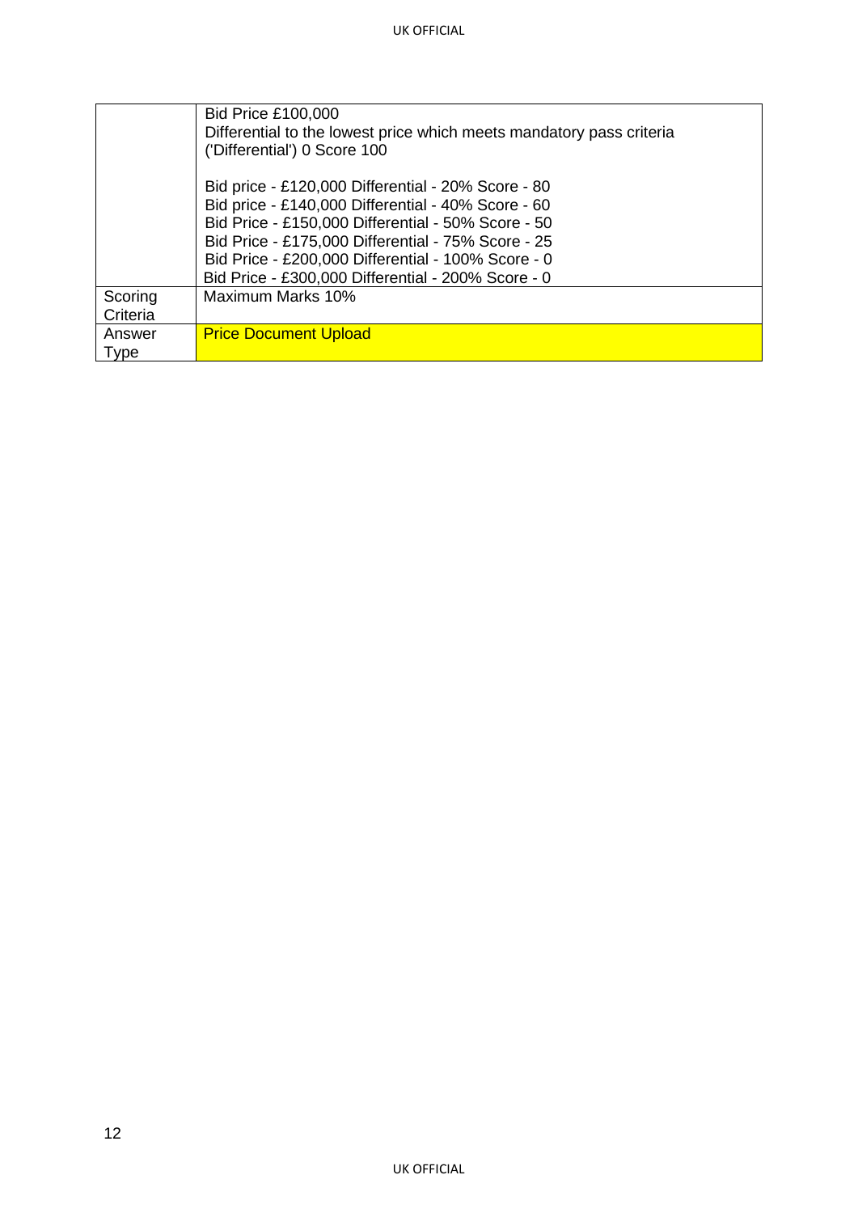| | |
|---|---|
| | Bid Price £100,000<br>Differential to the lowest price which meets mandatory pass criteria ('Differential') 0 Score 100<br><br>Bid price - £120,000 Differential - 20% Score - 80<br>Bid price - £140,000 Differential - 40% Score - 60<br>Bid Price - £150,000 Differential - 50% Score - 50<br>Bid Price - £175,000 Differential - 75% Score - 25<br>Bid Price - £200,000 Differential - 100% Score - 0<br>Bid Price - £300,000 Differential - 200% Score - 0 |
| Scoring Criteria | Maximum Marks 10% |
| Answer Type | Price Document Upload |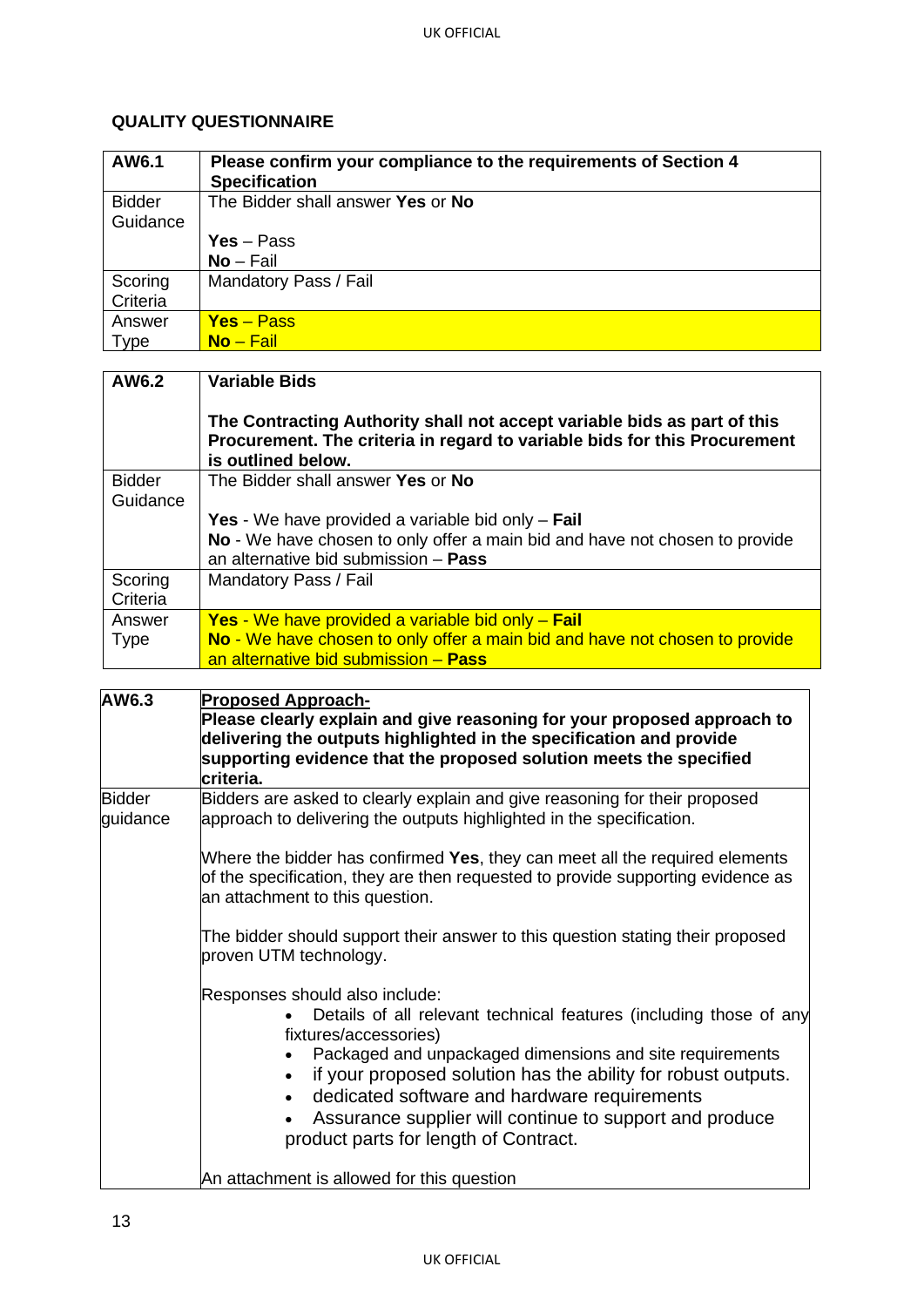**QUALITY QUESTIONNAIRE**

| | |
|---|---|
| **AW6.1** | **Please confirm your compliance to the requirements of Section 4 Specification** |
| Bidder Guidance | The Bidder shall answer **Yes** or **No**<br><br>**Yes** – Pass<br>**No** – Fail |
| Scoring Criteria | Mandatory Pass / Fail |
| Answer Type | **Yes** – Pass<br>**No** – Fail |

| | |
|---|---|
| **AW6.2** | **Variable Bids**<br><br>**The Contracting Authority shall not accept variable bids as part of this Procurement. The criteria in regard to variable bids for this Procurement is outlined below.** |
| Bidder Guidance | The Bidder shall answer **Yes** or **No**<br><br>**Yes** - We have provided a variable bid only – **Fail**<br>**No** - We have chosen to only offer a main bid and have not chosen to provide an alternative bid submission – **Pass** |
| Scoring Criteria | Mandatory Pass / Fail |
| Answer Type | **Yes** - We have provided a variable bid only – **Fail**<br>**No** - We have chosen to only offer a main bid and have not chosen to provide an alternative bid submission – **Pass** |

| | |
|---|---|
| **AW6.3** | **Proposed Approach-**<br>**Please clearly explain and give reasoning for your proposed approach to delivering the outputs highlighted in the specification and provide supporting evidence that the proposed solution meets the specified criteria.** |
| Bidder guidance | Bidders are asked to clearly explain and give reasoning for their proposed approach to delivering the outputs highlighted in the specification.<br><br>Where the bidder has confirmed **Yes**, they can meet all the required elements of the specification, they are then requested to provide supporting evidence as an attachment to this question.<br><br>The bidder should support their answer to this question stating their proposed proven UTM technology.<br><br>Responses should also include:<br>• Details of all relevant technical features (including those of any fixtures/accessories)<br>• Packaged and unpackaged dimensions and site requirements<br>• if your proposed solution has the ability for robust outputs.<br>• dedicated software and hardware requirements<br>• Assurance supplier will continue to support and produce product parts for length of Contract.<br><br>An attachment is allowed for this question |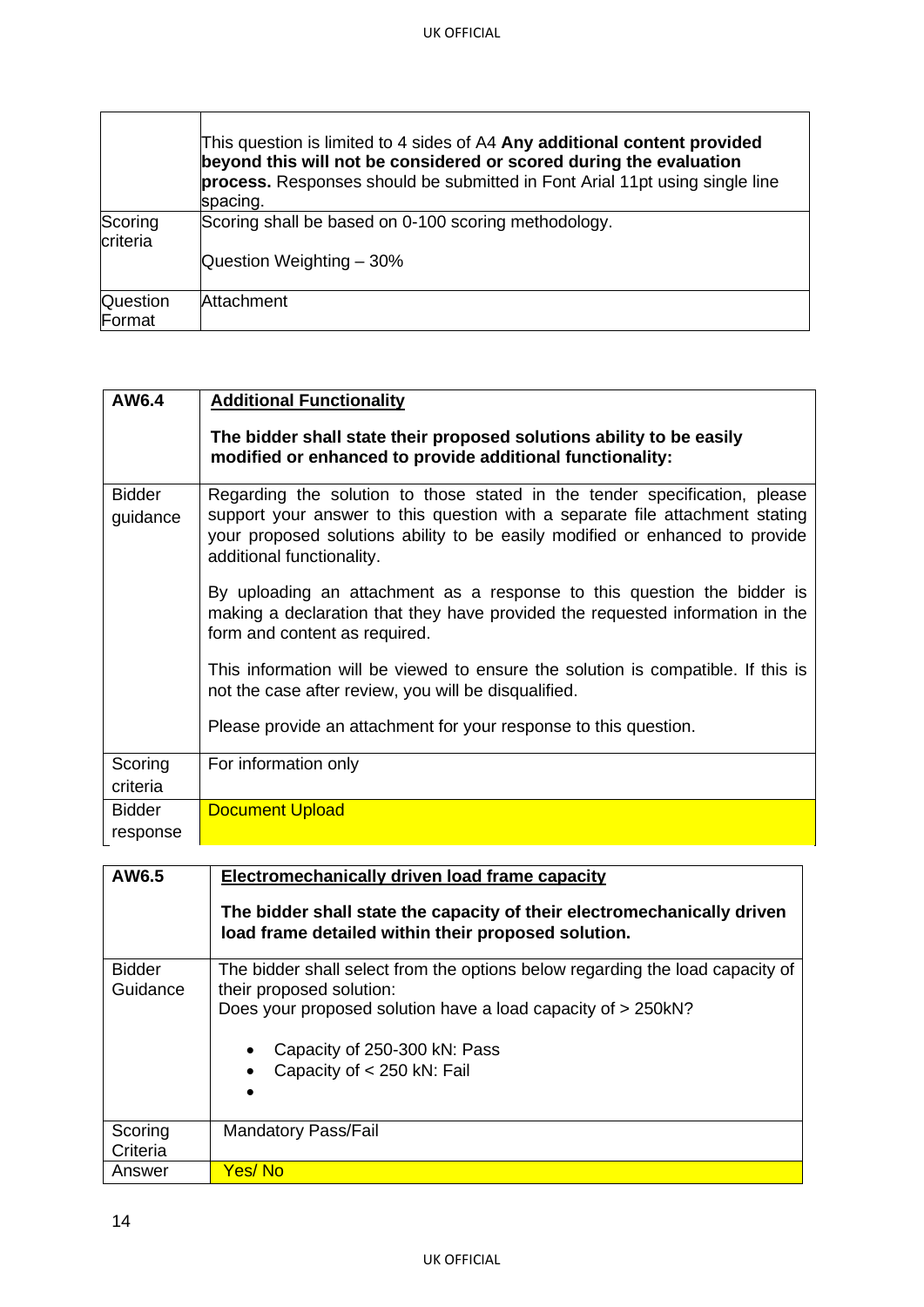| | |
|---|---|
| | This question is limited to 4 sides of A4 **Any additional content provided beyond this will not be considered or scored during the evaluation process.** Responses should be submitted in Font Arial 11pt using single line spacing. |
| Scoring criteria | Scoring shall be based on 0-100 scoring methodology.<br><br>Question Weighting – 30% |
| Question Format | Attachment |

| | |
|---|---|
| **AW6.4** | **Additional Functionality**<br><br>**The bidder shall state their proposed solutions ability to be easily modified or enhanced to provide additional functionality:** |
| Bidder guidance | Regarding the solution to those stated in the tender specification, please support your answer to this question with a separate file attachment stating your proposed solutions ability to be easily modified or enhanced to provide additional functionality.<br><br>By uploading an attachment as a response to this question the bidder is making a declaration that they have provided the requested information in the form and content as required.<br><br>This information will be viewed to ensure the solution is compatible. If this is not the case after review, you will be disqualified.<br><br>Please provide an attachment for your response to this question. |
| Scoring criteria | For information only |
| Bidder response | Document Upload |

| | |
|---|---|
| **AW6.5** | **Electromechanically driven load frame capacity**<br><br>**The bidder shall state the capacity of their electromechanically driven load frame detailed within their proposed solution.** |
| Bidder Guidance | The bidder shall select from the options below regarding the load capacity of their proposed solution:<br>Does your proposed solution have a load capacity of > 250kN?<br><br>• Capacity of 250-300 kN: Pass<br>• Capacity of < 250 kN: Fail<br>• |
| Scoring Criteria | Mandatory Pass/Fail |
| Answer | Yes/ No |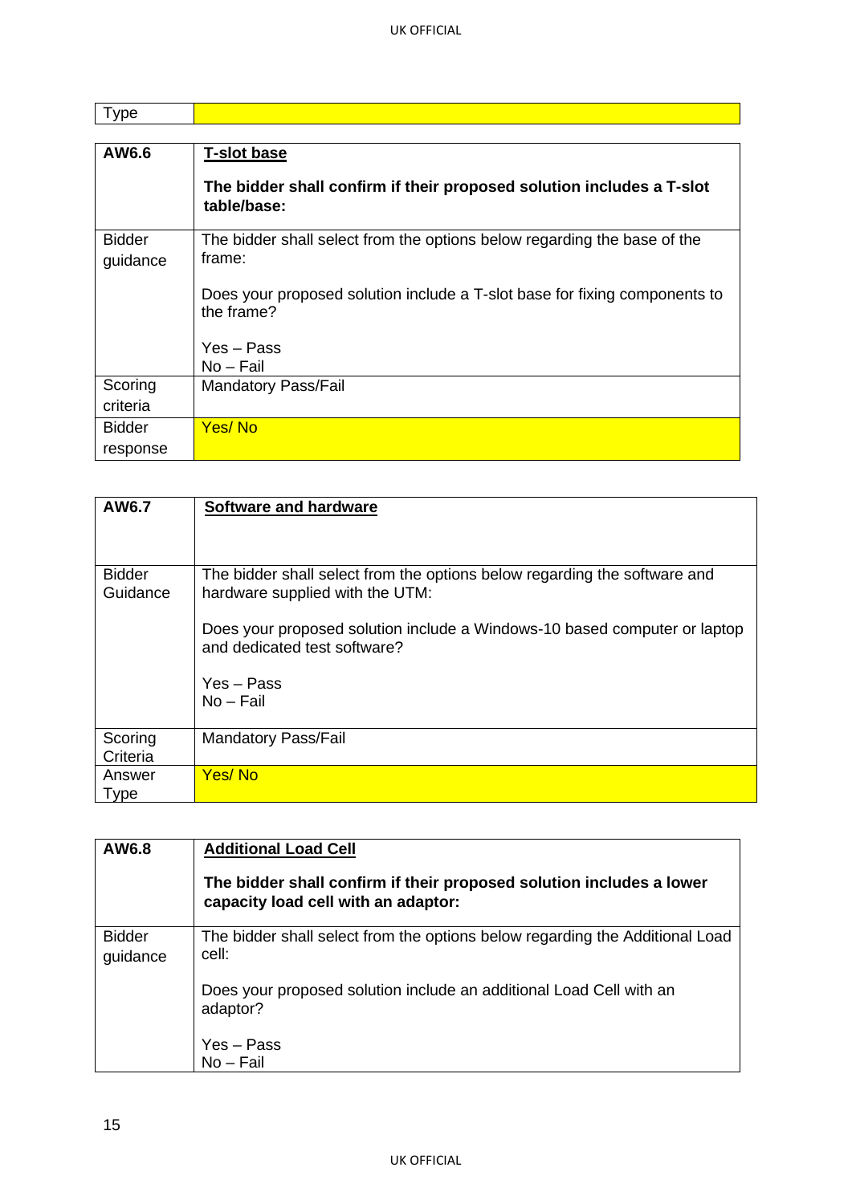| | |
|---|---|
| Type | |

| | |
|---|---|
| **AW6.6** | **T-slot base**<br><br>**The bidder shall confirm if their proposed solution includes a T-slot table/base:** |
| Bidder guidance | The bidder shall select from the options below regarding the base of the frame:<br><br>Does your proposed solution include a T-slot base for fixing components to the frame?<br><br>Yes – Pass<br>No – Fail |
| Scoring criteria | Mandatory Pass/Fail |
| Bidder response | Yes/ No |

| | |
|---|---|
| **AW6.7** | **Software and hardware** |
| Bidder Guidance | The bidder shall select from the options below regarding the software and hardware supplied with the UTM:<br><br>Does your proposed solution include a Windows-10 based computer or laptop and dedicated test software?<br><br>Yes – Pass<br>No – Fail |
| Scoring Criteria | Mandatory Pass/Fail |
| Answer Type | Yes/ No |

| | |
|---|---|
| **AW6.8** | **Additional Load Cell**<br><br>**The bidder shall confirm if their proposed solution includes a lower capacity load cell with an adaptor:** |
| Bidder guidance | The bidder shall select from the options below regarding the Additional Load cell:<br><br>Does your proposed solution include an additional Load Cell with an adaptor?<br><br>Yes – Pass<br>No – Fail |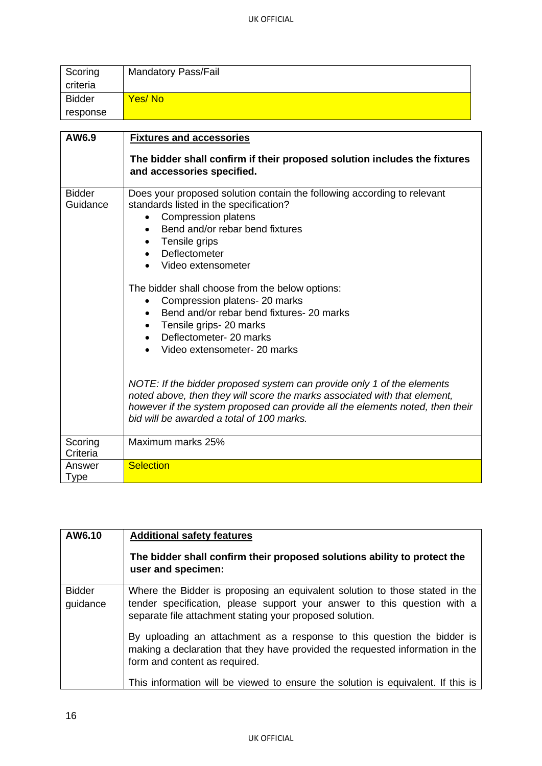| | |
|---|---|
| Scoring criteria | Mandatory Pass/Fail |
| Bidder response | Yes/ No |

| | |
|---|---|
| **AW6.9** | **Fixtures and accessories**<br><br>**The bidder shall confirm if their proposed solution includes the fixtures and accessories specified.** |
| Bidder Guidance | Does your proposed solution contain the following according to relevant standards listed in the specification?<br>• Compression platens<br>• Bend and/or rebar bend fixtures<br>• Tensile grips<br>• Deflectometer<br>• Video extensometer<br><br>The bidder shall choose from the below options:<br>• Compression platens- 20 marks<br>• Bend and/or rebar bend fixtures- 20 marks<br>• Tensile grips- 20 marks<br>• Deflectometer- 20 marks<br>• Video extensometer- 20 marks<br><br>*NOTE: If the bidder proposed system can provide only 1 of the elements noted above, then they will score the marks associated with that element, however if the system proposed can provide all the elements noted, then their bid will be awarded a total of 100 marks.* |
| Scoring Criteria | Maximum marks 25% |
| Answer Type | Selection |

| | |
|---|---|
| **AW6.10** | **Additional safety features**<br><br>**The bidder shall confirm their proposed solutions ability to protect the user and specimen:** |
| Bidder guidance | Where the Bidder is proposing an equivalent solution to those stated in the tender specification, please support your answer to this question with a separate file attachment stating your proposed solution.<br><br>By uploading an attachment as a response to this question the bidder is making a declaration that they have provided the requested information in the form and content as required.<br><br>This information will be viewed to ensure the solution is equivalent. If this is |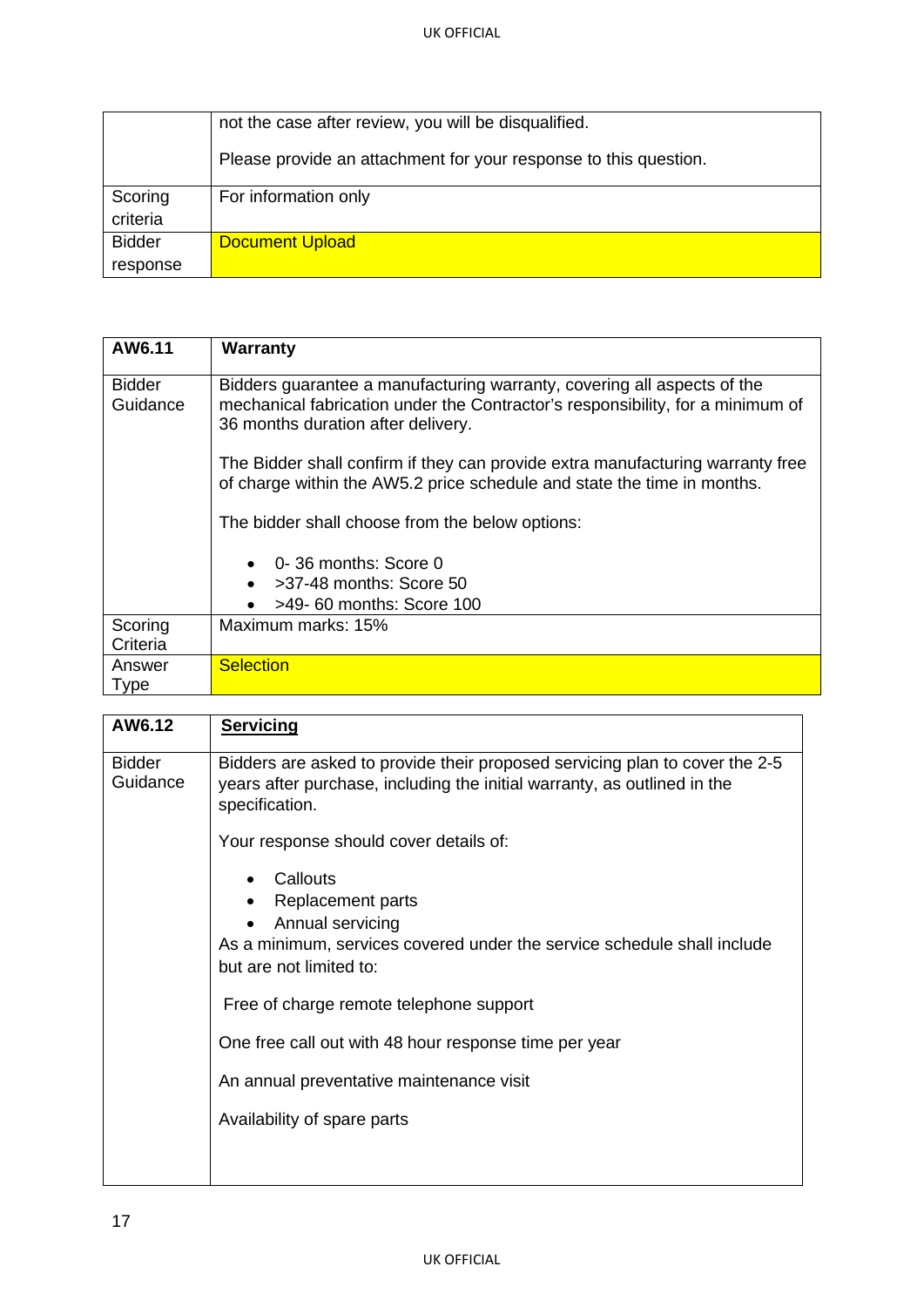| | |
|---|---|
| | not the case after review, you will be disqualified.<br><br>Please provide an attachment for your response to this question. |
| Scoring criteria | For information only |
| Bidder response | Document Upload |

| **AW6.11** | **Warranty** |
|---|---|
| Bidder Guidance | Bidders guarantee a manufacturing warranty, covering all aspects of the mechanical fabrication under the Contractor's responsibility, for a minimum of 36 months duration after delivery.<br><br>The Bidder shall confirm if they can provide extra manufacturing warranty free of charge within the AW5.2 price schedule and state the time in months.<br><br>The bidder shall choose from the below options:<br><br>• 0- 36 months: Score 0<br>• >37-48 months: Score 50<br>• >49- 60 months: Score 100 |
| Scoring Criteria | Maximum marks: 15% |
| Answer Type | Selection |

| **AW6.12** | **Servicing** |
|---|---|
| Bidder Guidance | Bidders are asked to provide their proposed servicing plan to cover the 2-5 years after purchase, including the initial warranty, as outlined in the specification.<br><br>Your response should cover details of:<br><br>• Callouts<br>• Replacement parts<br>• Annual servicing<br><br>As a minimum, services covered under the service schedule shall include but are not limited to:<br><br>Free of charge remote telephone support<br><br>One free call out with 48 hour response time per year<br><br>An annual preventative maintenance visit<br><br>Availability of spare parts |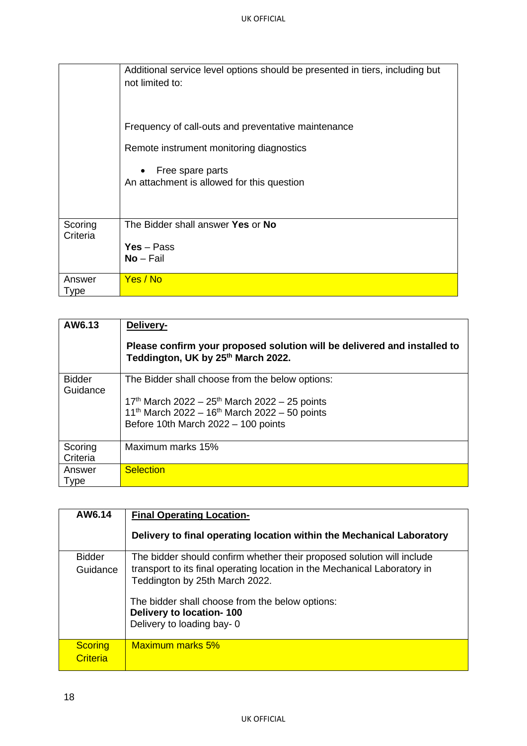| | |
|---|---|
| | Additional service level options should be presented in tiers, including but not limited to:<br><br>Frequency of call-outs and preventative maintenance<br><br>Remote instrument monitoring diagnostics<br><br>• Free spare parts<br>An attachment is allowed for this question |
| Scoring Criteria | The Bidder shall answer **Yes** or **No**<br><br>**Yes** – Pass<br>**No** – Fail |
| Answer Type | Yes / No |

| **AW6.13** | **Delivery-**<br><br>**Please confirm your proposed solution will be delivered and installed to Teddington, UK by 25th March 2022.** |
|---|---|
| Bidder Guidance | The Bidder shall choose from the below options:<br><br>17th March 2022 – 25th March 2022 – 25 points<br>11th March 2022 – 16th March 2022 – 50 points<br>Before 10th March 2022 – 100 points |
| Scoring Criteria | Maximum marks 15% |
| Answer Type | Selection |

| **AW6.14** | **Final Operating Location-**<br><br>**Delivery to final operating location within the Mechanical Laboratory** |
|---|---|
| Bidder Guidance | The bidder should confirm whether their proposed solution will include transport to its final operating location in the Mechanical Laboratory in Teddington by 25th March 2022.<br><br>The bidder shall choose from the below options:<br>**Delivery to location- 100**<br>Delivery to loading bay- 0 |
| Scoring Criteria | Maximum marks 5% |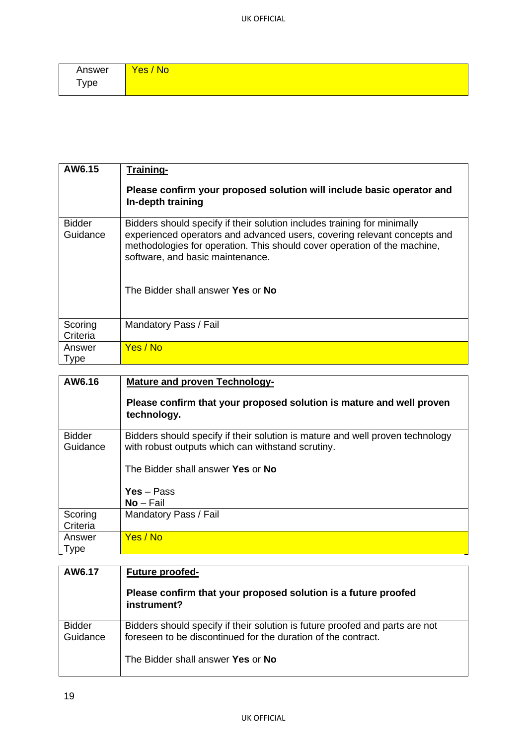| | |
|---|---|
| Answer Type | Yes / No |

| | |
|---|---|
| **AW6.15** | **Training-** <br><br> **Please confirm your proposed solution will include basic operator and In-depth training** |
| Bidder Guidance | Bidders should specify if their solution includes training for minimally experienced operators and advanced users, covering relevant concepts and methodologies for operation. This should cover operation of the machine, software, and basic maintenance. <br><br> The Bidder shall answer **Yes** or **No** |
| Scoring Criteria | Mandatory Pass / Fail |
| Answer Type | Yes / No |

| | |
|---|---|
| **AW6.16** | **Mature and proven Technology-** <br><br> **Please confirm that your proposed solution is mature and well proven technology.** |
| Bidder Guidance | Bidders should specify if their solution is mature and well proven technology with robust outputs which can withstand scrutiny. <br><br> The Bidder shall answer **Yes** or **No** <br><br> **Yes** – Pass <br> **No** – Fail |
| Scoring Criteria | Mandatory Pass / Fail |
| Answer Type | Yes / No |

| | |
|---|---|
| **AW6.17** | **Future proofed-** <br><br> **Please confirm that your proposed solution is a future proofed instrument?** |
| Bidder Guidance | Bidders should specify if their solution is future proofed and parts are not foreseen to be discontinued for the duration of the contract. <br><br> The Bidder shall answer **Yes** or **No** |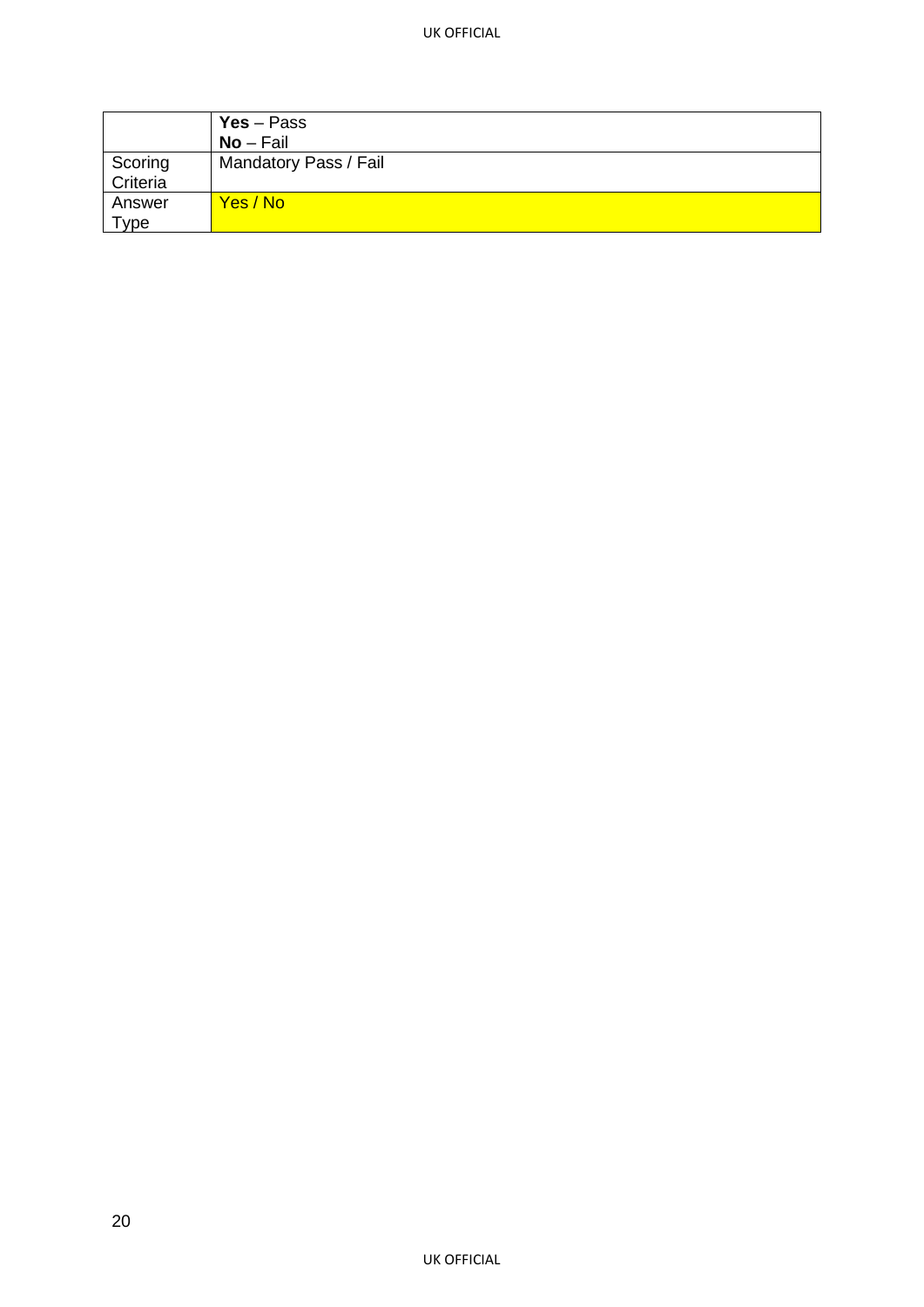| | |
|---|---|
| | **Yes** – Pass<br>**No** – Fail |
| Scoring Criteria | Mandatory Pass / Fail |
| Answer Type | Yes / No |